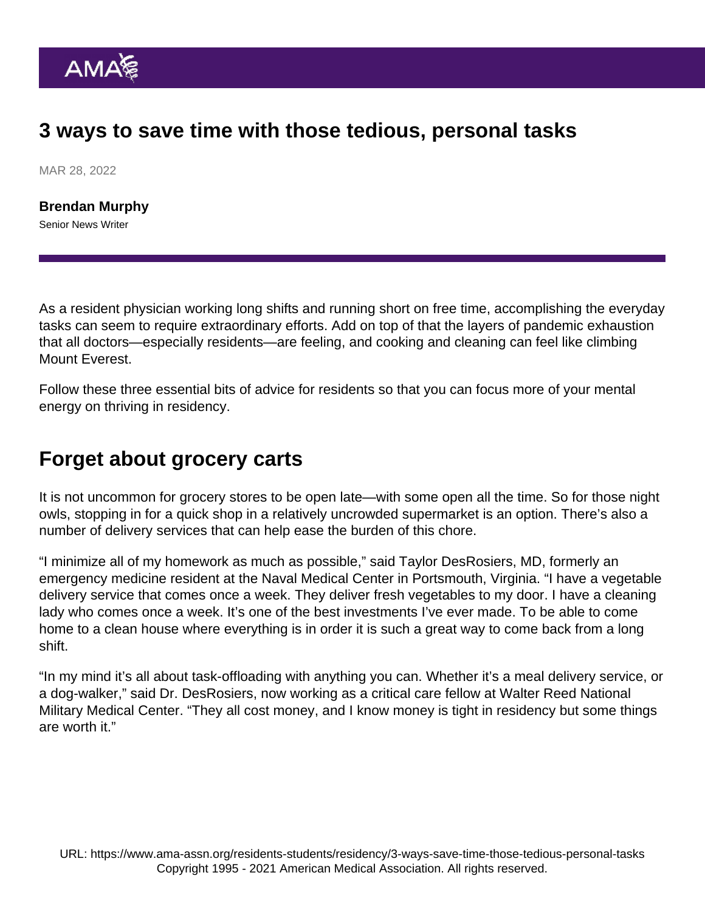# 3 ways to save time with those tedious, personal tasks

MAR 28, 2022

**Brendan Murphy**

Senior News Writer

As a resident physician working long shifts and running short on free time, accomplishing the everyday tasks can seem to require extraordinary efforts. Add on top of that the layers of pandemic exhaustion that all doctors—especially residents—are feeling, and cooking and cleaning can feel like climbing Mount Everest.

Follow these three essential bits of advice for residents so that you can focus more of your mental energy on thriving in residency.

## Forget about grocery carts

It is not uncommon for grocery stores to be open late—with some open all the time. So for those night owls, stopping in for a quick shop in a relatively uncrowded supermarket is an option. There's also a number of delivery services that can help ease the burden of this chore.

"I minimize all of my homework as much as possible," said Taylor DesRosiers, MD, formerly an emergency medicine resident at the Naval Medical Center in Portsmouth, Virginia. "I have a vegetable delivery service that comes once a week. They deliver fresh vegetables to my door. I have a cleaning lady who comes once a week. It's one of the best investments I've ever made. To be able to come home to a clean house where everything is in order it is such a great way to come back from a long shift.

"In my mind it's all about task-offloading with anything you can. Whether it's a meal delivery service, or a dog-walker," said Dr. DesRosiers, now working as a critical care fellow at Walter Reed National Military Medical Center. "They all cost money, and I know money is tight in residency but some things are worth it."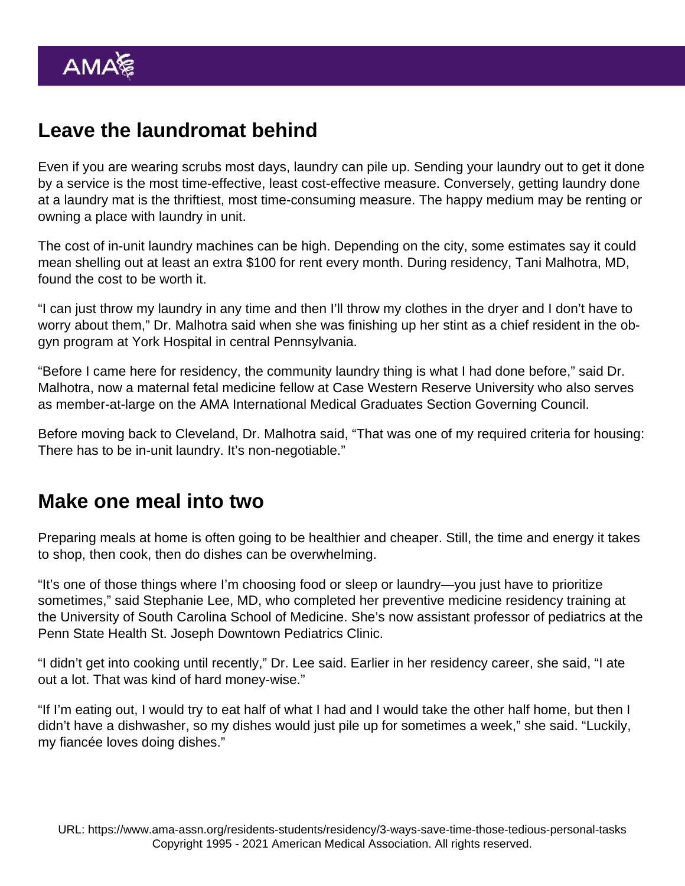## Leave the laundromat behind

Even if you are wearing scrubs most days, laundry can pile up. Sending your laundry out to get it done by a service is the most time-effective, least cost-effective measure. Conversely, getting laundry done at a laundry mat is the thriftiest, most time-consuming measure. The happy medium may be renting or owning a place with laundry in unit.

The cost of in-unit laundry machines can be high. Depending on the city, some estimates say it could mean shelling out at least an extra $100 for rent every month. During residency, Tani Malhotra, MD, found the cost to be worth it.

"I can just throw my laundry in any time and then I'll throw my clothes in the dryer and I don't have to worry about them," Dr. Malhotra said when she was finishing up her stint as a chief resident in the ob-gyn program at York Hospital in central Pennsylvania.

"Before I came here for residency, the community laundry thing is what I had done before," said Dr. Malhotra, now a maternal fetal medicine fellow at Case Western Reserve University who also serves as member-at-large on the AMA International Medical Graduates Section Governing Council.

Before moving back to Cleveland, Dr. Malhotra said, "That was one of my required criteria for housing: There has to be in-unit laundry. It's non-negotiable."

## Make one meal into two

Preparing meals at home is often going to be healthier and cheaper. Still, the time and energy it takes to shop, then cook, then do dishes can be overwhelming.

"It's one of those things where I'm choosing food or sleep or laundry—you just have to prioritize sometimes," said Stephanie Lee, MD, who completed her preventive medicine residency training at the University of South Carolina School of Medicine. She's now assistant professor of pediatrics at the Penn State Health St. Joseph Downtown Pediatrics Clinic.

"I didn't get into cooking until recently," Dr. Lee said. Earlier in her residency career, she said, "I ate out a lot. That was kind of hard money-wise."

"If I'm eating out, I would try to eat half of what I had and I would take the other half home, but then I didn't have a dishwasher, so my dishes would just pile up for sometimes a week," she said. "Luckily, my fiancée loves doing dishes."

URL: https://www.ama-assn.org/residents-students/residency/3-ways-save-time-those-tedious-personal-tasks
Copyright 1995 - 2021 American Medical Association. All rights reserved.